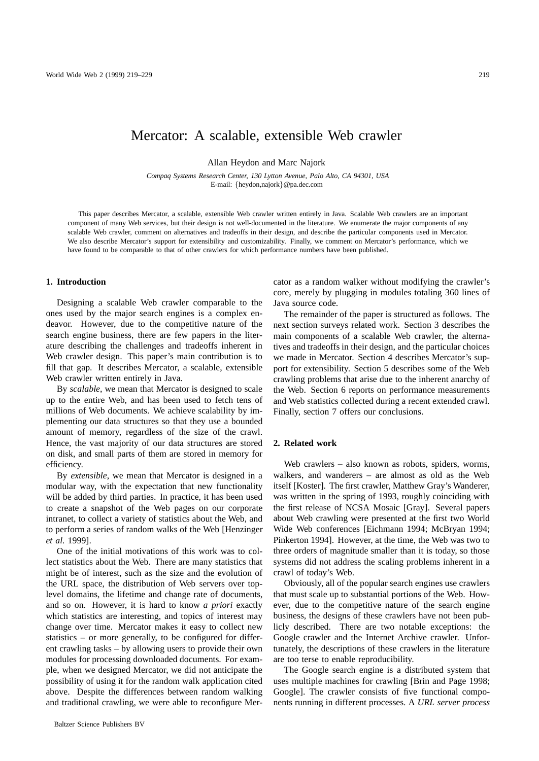# Mercator: A scalable, extensible Web crawler

Allan Heydon and Marc Najork

*Compaq Systems Research Center, 130 Lytton Avenue, Palo Alto, CA 94301, USA*
E-mail: {heydon,najork}@pa.dec.com

This paper describes Mercator, a scalable, extensible Web crawler written entirely in Java. Scalable Web crawlers are an important component of many Web services, but their design is not well-documented in the literature. We enumerate the major components of any scalable Web crawler, comment on alternatives and tradeoffs in their design, and describe the particular components used in Mercator. We also describe Mercator's support for extensibility and customizability. Finally, we comment on Mercator's performance, which we have found to be comparable to that of other crawlers for which performance numbers have been published.

## 1. Introduction

Designing a scalable Web crawler comparable to the ones used by the major search engines is a complex endeavor. However, due to the competitive nature of the search engine business, there are few papers in the literature describing the challenges and tradeoffs inherent in Web crawler design. This paper's main contribution is to fill that gap. It describes Mercator, a scalable, extensible Web crawler written entirely in Java.

By *scalable*, we mean that Mercator is designed to scale up to the entire Web, and has been used to fetch tens of millions of Web documents. We achieve scalability by implementing our data structures so that they use a bounded amount of memory, regardless of the size of the crawl. Hence, the vast majority of our data structures are stored on disk, and small parts of them are stored in memory for efficiency.

By *extensible*, we mean that Mercator is designed in a modular way, with the expectation that new functionality will be added by third parties. In practice, it has been used to create a snapshot of the Web pages on our corporate intranet, to collect a variety of statistics about the Web, and to perform a series of random walks of the Web [Henzinger *et al.* 1999].

One of the initial motivations of this work was to collect statistics about the Web. There are many statistics that might be of interest, such as the size and the evolution of the URL space, the distribution of Web servers over top-level domains, the lifetime and change rate of documents, and so on. However, it is hard to know *a priori* exactly which statistics are interesting, and topics of interest may change over time. Mercator makes it easy to collect new statistics – or more generally, to be configured for different crawling tasks – by allowing users to provide their own modules for processing downloaded documents. For example, when we designed Mercator, we did not anticipate the possibility of using it for the random walk application cited above. Despite the differences between random walking and traditional crawling, we were able to reconfigure Mercator as a random walker without modifying the crawler's core, merely by plugging in modules totaling 360 lines of Java source code.

The remainder of the paper is structured as follows. The next section surveys related work. Section 3 describes the main components of a scalable Web crawler, the alternatives and tradeoffs in their design, and the particular choices we made in Mercator. Section 4 describes Mercator's support for extensibility. Section 5 describes some of the Web crawling problems that arise due to the inherent anarchy of the Web. Section 6 reports on performance measurements and Web statistics collected during a recent extended crawl. Finally, section 7 offers our conclusions.

## 2. Related work

Web crawlers – also known as robots, spiders, worms, walkers, and wanderers – are almost as old as the Web itself [Koster]. The first crawler, Matthew Gray's Wanderer, was written in the spring of 1993, roughly coinciding with the first release of NCSA Mosaic [Gray]. Several papers about Web crawling were presented at the first two World Wide Web conferences [Eichmann 1994; McBryan 1994; Pinkerton 1994]. However, at the time, the Web was two to three orders of magnitude smaller than it is today, so those systems did not address the scaling problems inherent in a crawl of today's Web.

Obviously, all of the popular search engines use crawlers that must scale up to substantial portions of the Web. However, due to the competitive nature of the search engine business, the designs of these crawlers have not been publicly described. There are two notable exceptions: the Google crawler and the Internet Archive crawler. Unfortunately, the descriptions of these crawlers in the literature are too terse to enable reproducibility.

The Google search engine is a distributed system that uses multiple machines for crawling [Brin and Page 1998; Google]. The crawler consists of five functional components running in different processes. A *URL server process*

Baltzer Science Publishers BV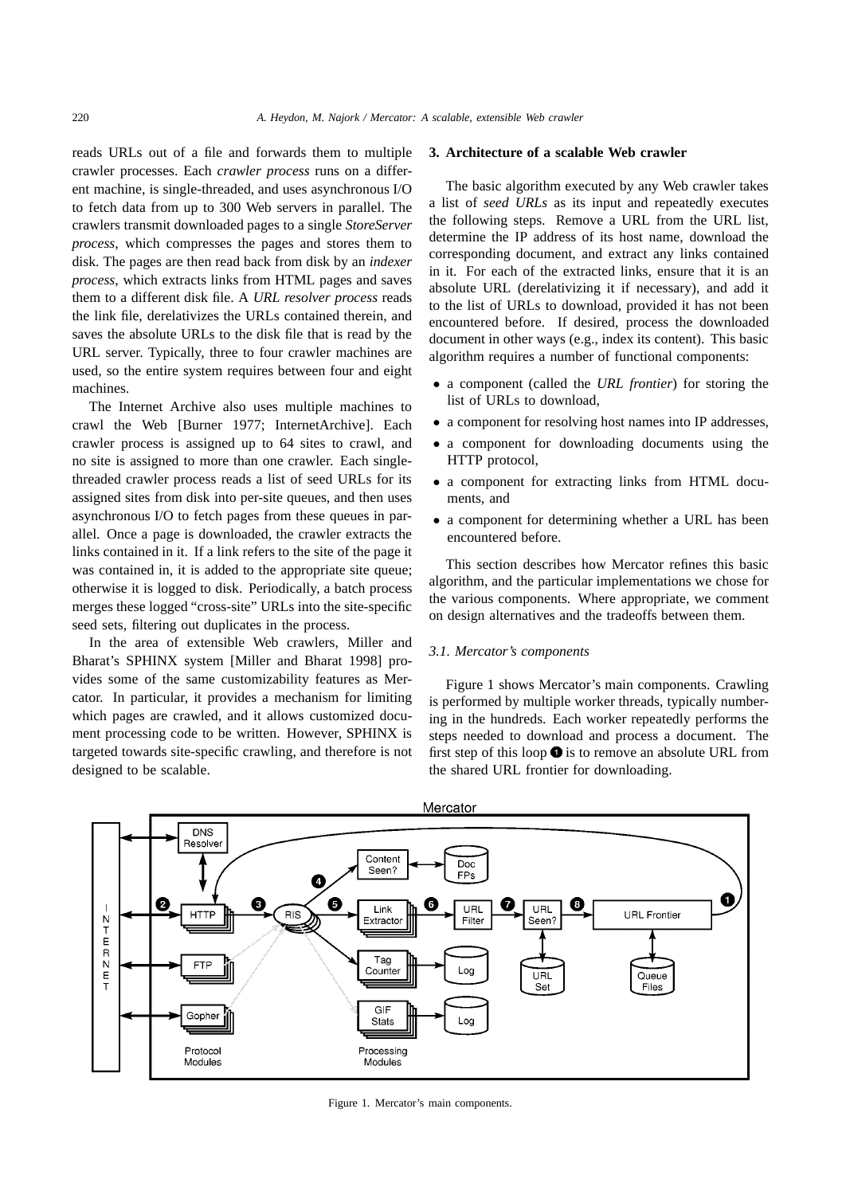reads URLs out of a file and forwards them to multiple crawler processes. Each *crawler process* runs on a different machine, is single-threaded, and uses asynchronous I/O to fetch data from up to 300 Web servers in parallel. The crawlers transmit downloaded pages to a single *StoreServer process*, which compresses the pages and stores them to disk. The pages are then read back from disk by an *indexer process*, which extracts links from HTML pages and saves them to a different disk file. A *URL resolver process* reads the link file, derelativizes the URLs contained therein, and saves the absolute URLs to the disk file that is read by the URL server. Typically, three to four crawler machines are used, so the entire system requires between four and eight machines.

The Internet Archive also uses multiple machines to crawl the Web [Burner 1977; InternetArchive]. Each crawler process is assigned up to 64 sites to crawl, and no site is assigned to more than one crawler. Each single-threaded crawler process reads a list of seed URLs for its assigned sites from disk into per-site queues, and then uses asynchronous I/O to fetch pages from these queues in parallel. Once a page is downloaded, the crawler extracts the links contained in it. If a link refers to the site of the page it was contained in, it is added to the appropriate site queue; otherwise it is logged to disk. Periodically, a batch process merges these logged "cross-site" URLs into the site-specific seed sets, filtering out duplicates in the process.

In the area of extensible Web crawlers, Miller and Bharat's SPHINX system [Miller and Bharat 1998] provides some of the same customizability features as Mercator. In particular, it provides a mechanism for limiting which pages are crawled, and it allows customized document processing code to be written. However, SPHINX is targeted towards site-specific crawling, and therefore is not designed to be scalable.

## 3. Architecture of a scalable Web crawler

The basic algorithm executed by any Web crawler takes a list of *seed URLs* as its input and repeatedly executes the following steps. Remove a URL from the URL list, determine the IP address of its host name, download the corresponding document, and extract any links contained in it. For each of the extracted links, ensure that it is an absolute URL (derelativizing it if necessary), and add it to the list of URLs to download, provided it has not been encountered before. If desired, process the downloaded document in other ways (e.g., index its content). This basic algorithm requires a number of functional components:

- a component (called the *URL frontier*) for storing the list of URLs to download,
- a component for resolving host names into IP addresses,
- a component for downloading documents using the HTTP protocol,
- a component for extracting links from HTML documents, and
- a component for determining whether a URL has been encountered before.

This section describes how Mercator refines this basic algorithm, and the particular implementations we chose for the various components. Where appropriate, we comment on design alternatives and the tradeoffs between them.

### 3.1. Mercator's components

Figure 1 shows Mercator's main components. Crawling is performed by multiple worker threads, typically numbering in the hundreds. Each worker repeatedly performs the steps needed to download and process a document. The first step of this loop ❶ is to remove an absolute URL from the shared URL frontier for downloading.

Figure 1. Mercator's main components.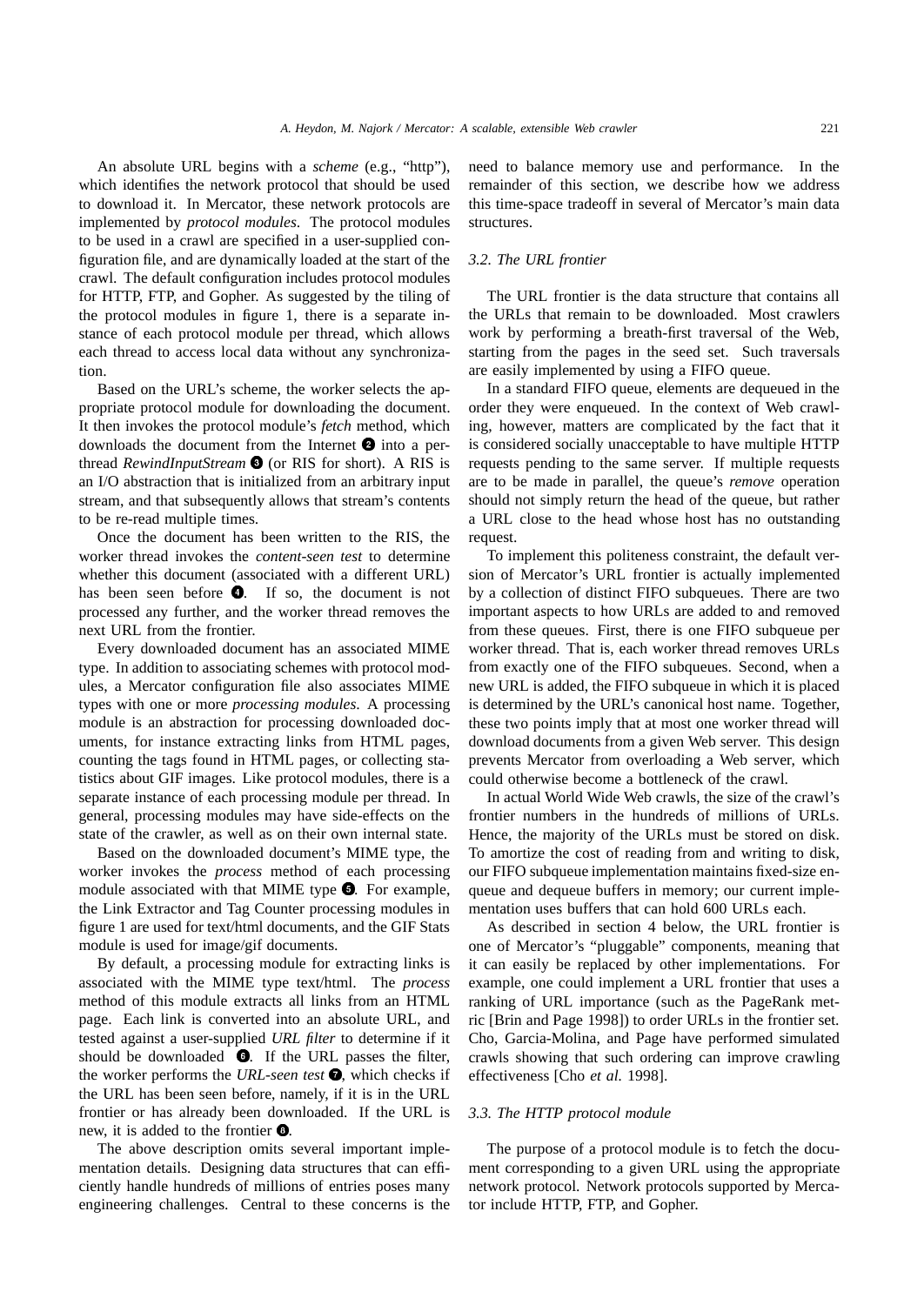An absolute URL begins with a *scheme* (e.g., "http"), which identifies the network protocol that should be used to download it. In Mercator, these network protocols are implemented by *protocol modules*. The protocol modules to be used in a crawl are specified in a user-supplied configuration file, and are dynamically loaded at the start of the crawl. The default configuration includes protocol modules for HTTP, FTP, and Gopher. As suggested by the tiling of the protocol modules in figure 1, there is a separate instance of each protocol module per thread, which allows each thread to access local data without any synchronization.

Based on the URL's scheme, the worker selects the appropriate protocol module for downloading the document. It then invokes the protocol module's *fetch* method, which downloads the document from the Internet ❷ into a per-thread *RewindInputStream* ❸ (or RIS for short). A RIS is an I/O abstraction that is initialized from an arbitrary input stream, and that subsequently allows that stream's contents to be re-read multiple times.

Once the document has been written to the RIS, the worker thread invokes the *content-seen test* to determine whether this document (associated with a different URL) has been seen before ❹. If so, the document is not processed any further, and the worker thread removes the next URL from the frontier.

Every downloaded document has an associated MIME type. In addition to associating schemes with protocol modules, a Mercator configuration file also associates MIME types with one or more *processing modules*. A processing module is an abstraction for processing downloaded documents, for instance extracting links from HTML pages, counting the tags found in HTML pages, or collecting statistics about GIF images. Like protocol modules, there is a separate instance of each processing module per thread. In general, processing modules may have side-effects on the state of the crawler, as well as on their own internal state.

Based on the downloaded document's MIME type, the worker invokes the *process* method of each processing module associated with that MIME type ❺. For example, the Link Extractor and Tag Counter processing modules in figure 1 are used for text/html documents, and the GIF Stats module is used for image/gif documents.

By default, a processing module for extracting links is associated with the MIME type text/html. The *process* method of this module extracts all links from an HTML page. Each link is converted into an absolute URL, and tested against a user-supplied *URL filter* to determine if it should be downloaded ❻. If the URL passes the filter, the worker performs the *URL-seen test* ❼, which checks if the URL has been seen before, namely, if it is in the URL frontier or has already been downloaded. If the URL is new, it is added to the frontier ❽.

The above description omits several important implementation details. Designing data structures that can efficiently handle hundreds of millions of entries poses many engineering challenges. Central to these concerns is the need to balance memory use and performance. In the remainder of this section, we describe how we address this time-space tradeoff in several of Mercator's main data structures.

### *3.2. The URL frontier*

The URL frontier is the data structure that contains all the URLs that remain to be downloaded. Most crawlers work by performing a breath-first traversal of the Web, starting from the pages in the seed set. Such traversals are easily implemented by using a FIFO queue.

In a standard FIFO queue, elements are dequeued in the order they were enqueued. In the context of Web crawling, however, matters are complicated by the fact that it is considered socially unacceptable to have multiple HTTP requests pending to the same server. If multiple requests are to be made in parallel, the queue's *remove* operation should not simply return the head of the queue, but rather a URL close to the head whose host has no outstanding request.

To implement this politeness constraint, the default version of Mercator's URL frontier is actually implemented by a collection of distinct FIFO subqueues. There are two important aspects to how URLs are added to and removed from these queues. First, there is one FIFO subqueue per worker thread. That is, each worker thread removes URLs from exactly one of the FIFO subqueues. Second, when a new URL is added, the FIFO subqueue in which it is placed is determined by the URL's canonical host name. Together, these two points imply that at most one worker thread will download documents from a given Web server. This design prevents Mercator from overloading a Web server, which could otherwise become a bottleneck of the crawl.

In actual World Wide Web crawls, the size of the crawl's frontier numbers in the hundreds of millions of URLs. Hence, the majority of the URLs must be stored on disk. To amortize the cost of reading from and writing to disk, our FIFO subqueue implementation maintains fixed-size enqueue and dequeue buffers in memory; our current implementation uses buffers that can hold 600 URLs each.

As described in section 4 below, the URL frontier is one of Mercator's "pluggable" components, meaning that it can easily be replaced by other implementations. For example, one could implement a URL frontier that uses a ranking of URL importance (such as the PageRank metric [Brin and Page 1998]) to order URLs in the frontier set. Cho, Garcia-Molina, and Page have performed simulated crawls showing that such ordering can improve crawling effectiveness [Cho *et al.* 1998].

### *3.3. The HTTP protocol module*

The purpose of a protocol module is to fetch the document corresponding to a given URL using the appropriate network protocol. Network protocols supported by Mercator include HTTP, FTP, and Gopher.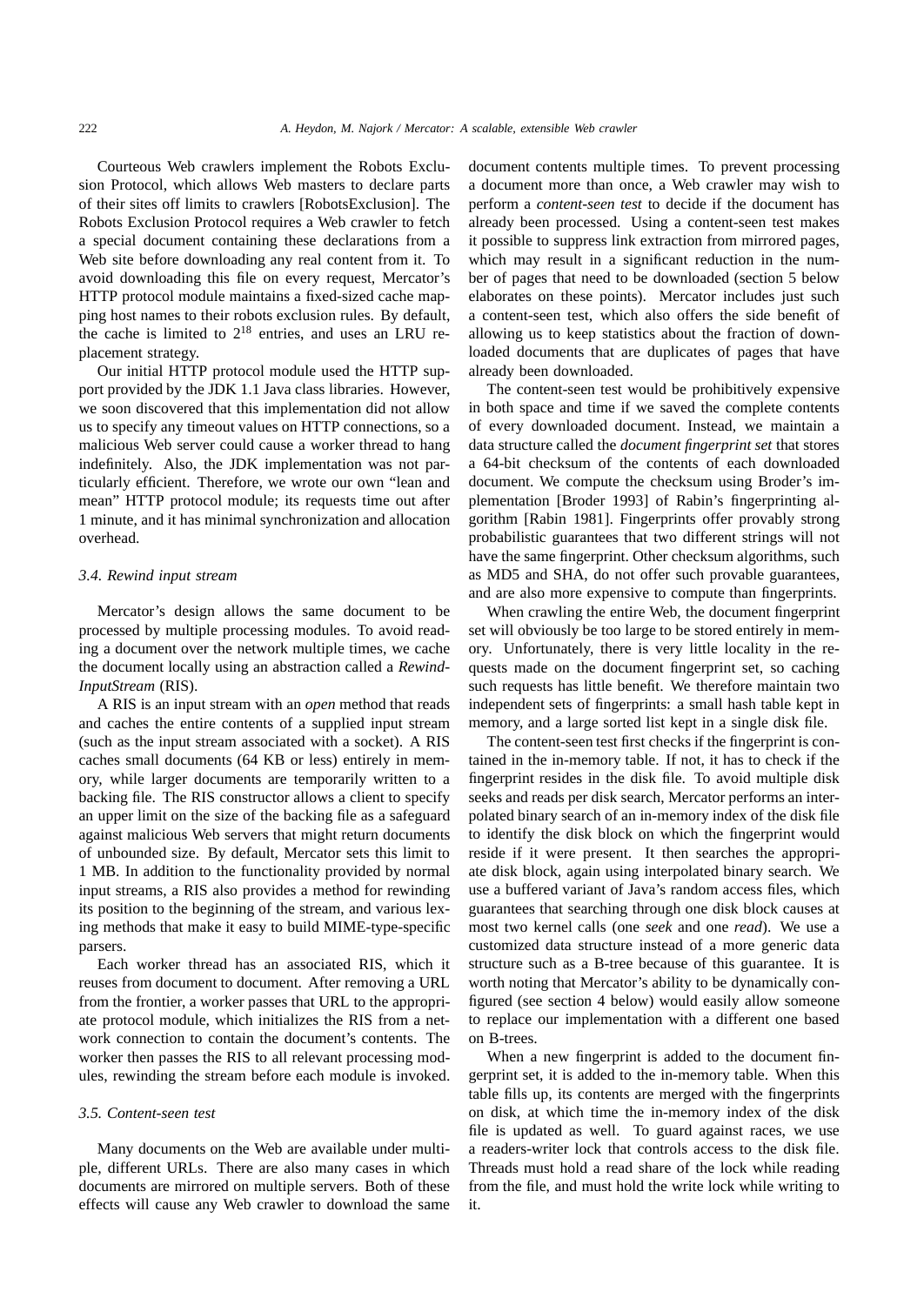Courteous Web crawlers implement the Robots Exclusion Protocol, which allows Web masters to declare parts of their sites off limits to crawlers [RobotsExclusion]. The Robots Exclusion Protocol requires a Web crawler to fetch a special document containing these declarations from a Web site before downloading any real content from it. To avoid downloading this file on every request, Mercator's HTTP protocol module maintains a fixed-sized cache mapping host names to their robots exclusion rules. By default, the cache is limited to $2^{18}$ entries, and uses an LRU replacement strategy.

Our initial HTTP protocol module used the HTTP support provided by the JDK 1.1 Java class libraries. However, we soon discovered that this implementation did not allow us to specify any timeout values on HTTP connections, so a malicious Web server could cause a worker thread to hang indefinitely. Also, the JDK implementation was not particularly efficient. Therefore, we wrote our own "lean and mean" HTTP protocol module; its requests time out after 1 minute, and it has minimal synchronization and allocation overhead.

### 3.4. Rewind input stream

Mercator's design allows the same document to be processed by multiple processing modules. To avoid reading a document over the network multiple times, we cache the document locally using an abstraction called a *RewindInputStream* (RIS).

A RIS is an input stream with an *open* method that reads and caches the entire contents of a supplied input stream (such as the input stream associated with a socket). A RIS caches small documents (64 KB or less) entirely in memory, while larger documents are temporarily written to a backing file. The RIS constructor allows a client to specify an upper limit on the size of the backing file as a safeguard against malicious Web servers that might return documents of unbounded size. By default, Mercator sets this limit to 1 MB. In addition to the functionality provided by normal input streams, a RIS also provides a method for rewinding its position to the beginning of the stream, and various lexing methods that make it easy to build MIME-type-specific parsers.

Each worker thread has an associated RIS, which it reuses from document to document. After removing a URL from the frontier, a worker passes that URL to the appropriate protocol module, which initializes the RIS from a network connection to contain the document's contents. The worker then passes the RIS to all relevant processing modules, rewinding the stream before each module is invoked.

### 3.5. Content-seen test

Many documents on the Web are available under multiple, different URLs. There are also many cases in which documents are mirrored on multiple servers. Both of these effects will cause any Web crawler to download the same document contents multiple times. To prevent processing a document more than once, a Web crawler may wish to perform a *content-seen test* to decide if the document has already been processed. Using a content-seen test makes it possible to suppress link extraction from mirrored pages, which may result in a significant reduction in the number of pages that need to be downloaded (section 5 below elaborates on these points). Mercator includes just such a content-seen test, which also offers the side benefit of allowing us to keep statistics about the fraction of downloaded documents that are duplicates of pages that have already been downloaded.

The content-seen test would be prohibitively expensive in both space and time if we saved the complete contents of every downloaded document. Instead, we maintain a data structure called the *document fingerprint set* that stores a 64-bit checksum of the contents of each downloaded document. We compute the checksum using Broder's implementation [Broder 1993] of Rabin's fingerprinting algorithm [Rabin 1981]. Fingerprints offer provably strong probabilistic guarantees that two different strings will not have the same fingerprint. Other checksum algorithms, such as MD5 and SHA, do not offer such provable guarantees, and are also more expensive to compute than fingerprints.

When crawling the entire Web, the document fingerprint set will obviously be too large to be stored entirely in memory. Unfortunately, there is very little locality in the requests made on the document fingerprint set, so caching such requests has little benefit. We therefore maintain two independent sets of fingerprints: a small hash table kept in memory, and a large sorted list kept in a single disk file.

The content-seen test first checks if the fingerprint is contained in the in-memory table. If not, it has to check if the fingerprint resides in the disk file. To avoid multiple disk seeks and reads per disk search, Mercator performs an interpolated binary search of an in-memory index of the disk file to identify the disk block on which the fingerprint would reside if it were present. It then searches the appropriate disk block, again using interpolated binary search. We use a buffered variant of Java's random access files, which guarantees that searching through one disk block causes at most two kernel calls (one *seek* and one *read*). We use a customized data structure instead of a more generic data structure such as a B-tree because of this guarantee. It is worth noting that Mercator's ability to be dynamically configured (see section 4 below) would easily allow someone to replace our implementation with a different one based on B-trees.

When a new fingerprint is added to the document fingerprint set, it is added to the in-memory table. When this table fills up, its contents are merged with the fingerprints on disk, at which time the in-memory index of the disk file is updated as well. To guard against races, we use a readers-writer lock that controls access to the disk file. Threads must hold a read share of the lock while reading from the file, and must hold the write lock while writing to it.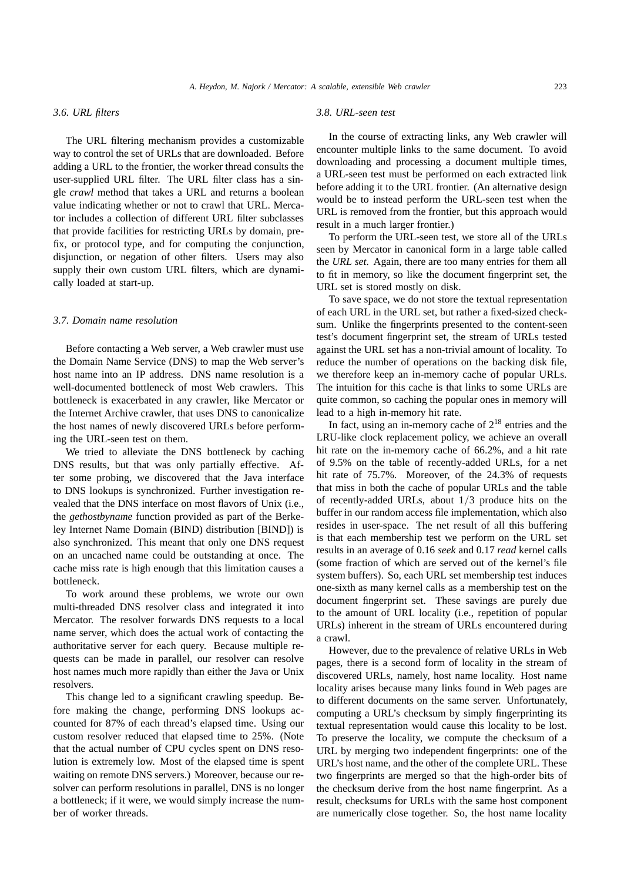### 3.6. URL filters

The URL filtering mechanism provides a customizable way to control the set of URLs that are downloaded. Before adding a URL to the frontier, the worker thread consults the user-supplied URL filter. The URL filter class has a single *crawl* method that takes a URL and returns a boolean value indicating whether or not to crawl that URL. Mercator includes a collection of different URL filter subclasses that provide facilities for restricting URLs by domain, prefix, or protocol type, and for computing the conjunction, disjunction, or negation of other filters. Users may also supply their own custom URL filters, which are dynamically loaded at start-up.

### 3.7. Domain name resolution

Before contacting a Web server, a Web crawler must use the Domain Name Service (DNS) to map the Web server's host name into an IP address. DNS name resolution is a well-documented bottleneck of most Web crawlers. This bottleneck is exacerbated in any crawler, like Mercator or the Internet Archive crawler, that uses DNS to canonicalize the host names of newly discovered URLs before performing the URL-seen test on them.

We tried to alleviate the DNS bottleneck by caching DNS results, but that was only partially effective. After some probing, we discovered that the Java interface to DNS lookups is synchronized. Further investigation revealed that the DNS interface on most flavors of Unix (i.e., the *gethostbyname* function provided as part of the Berkeley Internet Name Domain (BIND) distribution [BIND]) is also synchronized. This meant that only one DNS request on an uncached name could be outstanding at once. The cache miss rate is high enough that this limitation causes a bottleneck.

To work around these problems, we wrote our own multi-threaded DNS resolver class and integrated it into Mercator. The resolver forwards DNS requests to a local name server, which does the actual work of contacting the authoritative server for each query. Because multiple requests can be made in parallel, our resolver can resolve host names much more rapidly than either the Java or Unix resolvers.

This change led to a significant crawling speedup. Before making the change, performing DNS lookups accounted for 87% of each thread's elapsed time. Using our custom resolver reduced that elapsed time to 25%. (Note that the actual number of CPU cycles spent on DNS resolution is extremely low. Most of the elapsed time is spent waiting on remote DNS servers.) Moreover, because our resolver can perform resolutions in parallel, DNS is no longer a bottleneck; if it were, we would simply increase the number of worker threads.

### 3.8. URL-seen test

In the course of extracting links, any Web crawler will encounter multiple links to the same document. To avoid downloading and processing a document multiple times, a URL-seen test must be performed on each extracted link before adding it to the URL frontier. (An alternative design would be to instead perform the URL-seen test when the URL is removed from the frontier, but this approach would result in a much larger frontier.)

To perform the URL-seen test, we store all of the URLs seen by Mercator in canonical form in a large table called the *URL set*. Again, there are too many entries for them all to fit in memory, so like the document fingerprint set, the URL set is stored mostly on disk.

To save space, we do not store the textual representation of each URL in the URL set, but rather a fixed-sized checksum. Unlike the fingerprints presented to the content-seen test's document fingerprint set, the stream of URLs tested against the URL set has a non-trivial amount of locality. To reduce the number of operations on the backing disk file, we therefore keep an in-memory cache of popular URLs. The intuition for this cache is that links to some URLs are quite common, so caching the popular ones in memory will lead to a high in-memory hit rate.

In fact, using an in-memory cache of $2^{18}$ entries and the LRU-like clock replacement policy, we achieve an overall hit rate on the in-memory cache of 66.2%, and a hit rate of 9.5% on the table of recently-added URLs, for a net hit rate of 75.7%. Moreover, of the 24.3% of requests that miss in both the cache of popular URLs and the table of recently-added URLs, about $1/3$ produce hits on the buffer in our random access file implementation, which also resides in user-space. The net result of all this buffering is that each membership test we perform on the URL set results in an average of 0.16 *seek* and 0.17 *read* kernel calls (some fraction of which are served out of the kernel's file system buffers). So, each URL set membership test induces one-sixth as many kernel calls as a membership test on the document fingerprint set. These savings are purely due to the amount of URL locality (i.e., repetition of popular URLs) inherent in the stream of URLs encountered during a crawl.

However, due to the prevalence of relative URLs in Web pages, there is a second form of locality in the stream of discovered URLs, namely, host name locality. Host name locality arises because many links found in Web pages are to different documents on the same server. Unfortunately, computing a URL's checksum by simply fingerprinting its textual representation would cause this locality to be lost. To preserve the locality, we compute the checksum of a URL by merging two independent fingerprints: one of the URL's host name, and the other of the complete URL. These two fingerprints are merged so that the high-order bits of the checksum derive from the host name fingerprint. As a result, checksums for URLs with the same host component are numerically close together. So, the host name locality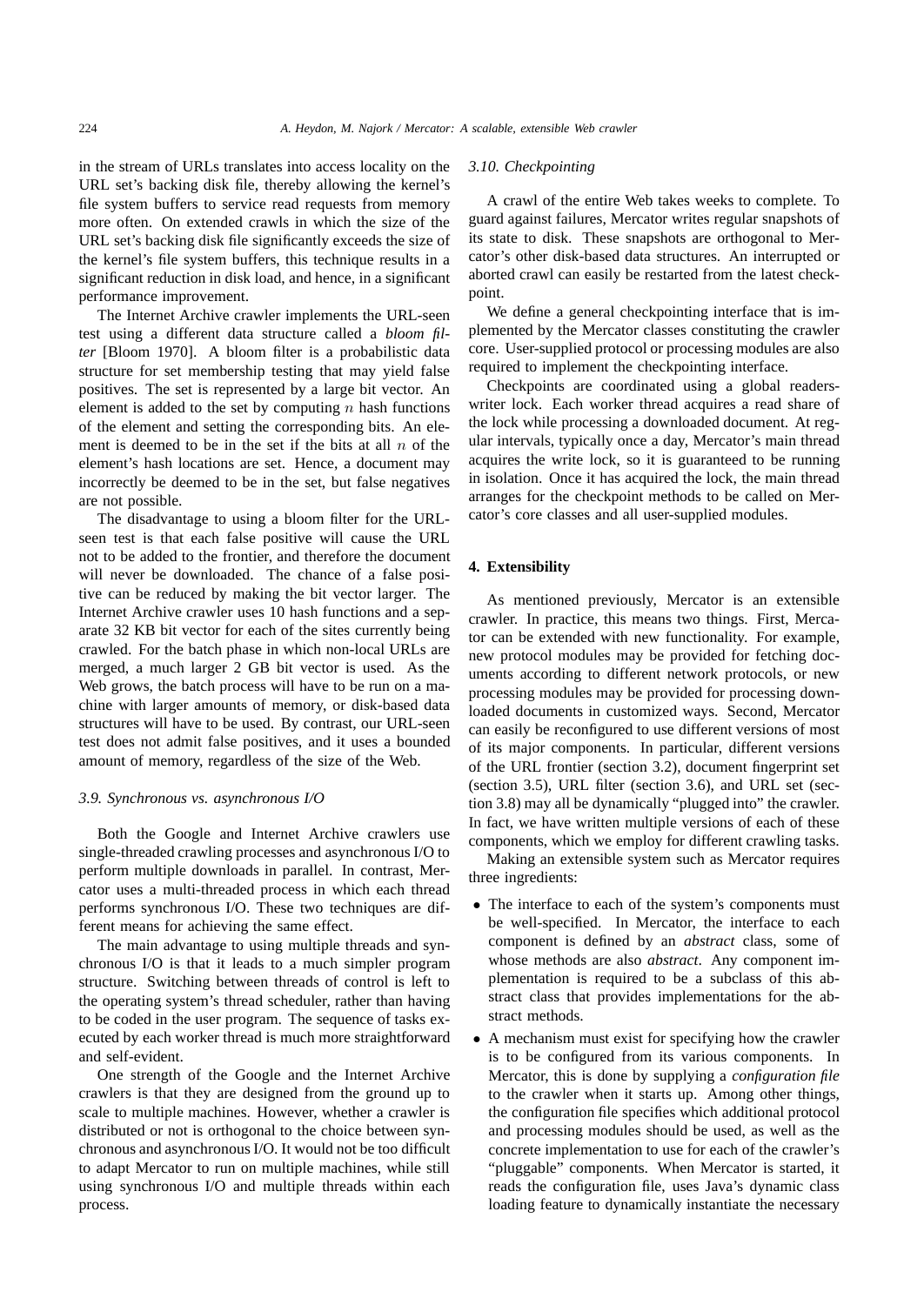in the stream of URLs translates into access locality on the URL set's backing disk file, thereby allowing the kernel's file system buffers to service read requests from memory more often. On extended crawls in which the size of the URL set's backing disk file significantly exceeds the size of the kernel's file system buffers, this technique results in a significant reduction in disk load, and hence, in a significant performance improvement.

The Internet Archive crawler implements the URL-seen test using a different data structure called a *bloom filter* [Bloom 1970]. A bloom filter is a probabilistic data structure for set membership testing that may yield false positives. The set is represented by a large bit vector. An element is added to the set by computing $n$ hash functions of the element and setting the corresponding bits. An element is deemed to be in the set if the bits at all $n$ of the element's hash locations are set. Hence, a document may incorrectly be deemed to be in the set, but false negatives are not possible.

The disadvantage to using a bloom filter for the URL-seen test is that each false positive will cause the URL not to be added to the frontier, and therefore the document will never be downloaded. The chance of a false positive can be reduced by making the bit vector larger. The Internet Archive crawler uses 10 hash functions and a separate 32 KB bit vector for each of the sites currently being crawled. For the batch phase in which non-local URLs are merged, a much larger 2 GB bit vector is used. As the Web grows, the batch process will have to be run on a machine with larger amounts of memory, or disk-based data structures will have to be used. By contrast, our URL-seen test does not admit false positives, and it uses a bounded amount of memory, regardless of the size of the Web.

### *3.9. Synchronous vs. asynchronous I/O*

Both the Google and Internet Archive crawlers use single-threaded crawling processes and asynchronous I/O to perform multiple downloads in parallel. In contrast, Mercator uses a multi-threaded process in which each thread performs synchronous I/O. These two techniques are different means for achieving the same effect.

The main advantage to using multiple threads and synchronous I/O is that it leads to a much simpler program structure. Switching between threads of control is left to the operating system's thread scheduler, rather than having to be coded in the user program. The sequence of tasks executed by each worker thread is much more straightforward and self-evident.

One strength of the Google and the Internet Archive crawlers is that they are designed from the ground up to scale to multiple machines. However, whether a crawler is distributed or not is orthogonal to the choice between synchronous and asynchronous I/O. It would not be too difficult to adapt Mercator to run on multiple machines, while still using synchronous I/O and multiple threads within each process.

### *3.10. Checkpointing*

A crawl of the entire Web takes weeks to complete. To guard against failures, Mercator writes regular snapshots of its state to disk. These snapshots are orthogonal to Mercator's other disk-based data structures. An interrupted or aborted crawl can easily be restarted from the latest checkpoint.

We define a general checkpointing interface that is implemented by the Mercator classes constituting the crawler core. User-supplied protocol or processing modules are also required to implement the checkpointing interface.

Checkpoints are coordinated using a global readers-writer lock. Each worker thread acquires a read share of the lock while processing a downloaded document. At regular intervals, typically once a day, Mercator's main thread acquires the write lock, so it is guaranteed to be running in isolation. Once it has acquired the lock, the main thread arranges for the checkpoint methods to be called on Mercator's core classes and all user-supplied modules.

## **4. Extensibility**

As mentioned previously, Mercator is an extensible crawler. In practice, this means two things. First, Mercator can be extended with new functionality. For example, new protocol modules may be provided for fetching documents according to different network protocols, or new processing modules may be provided for processing downloaded documents in customized ways. Second, Mercator can easily be reconfigured to use different versions of most of its major components. In particular, different versions of the URL frontier (section 3.2), document fingerprint set (section 3.5), URL filter (section 3.6), and URL set (section 3.8) may all be dynamically "plugged into" the crawler. In fact, we have written multiple versions of each of these components, which we employ for different crawling tasks.

Making an extensible system such as Mercator requires three ingredients:

- The interface to each of the system's components must be well-specified. In Mercator, the interface to each component is defined by an *abstract* class, some of whose methods are also *abstract*. Any component implementation is required to be a subclass of this abstract class that provides implementations for the abstract methods.
- A mechanism must exist for specifying how the crawler is to be configured from its various components. In Mercator, this is done by supplying a *configuration file* to the crawler when it starts up. Among other things, the configuration file specifies which additional protocol and processing modules should be used, as well as the concrete implementation to use for each of the crawler's "pluggable" components. When Mercator is started, it reads the configuration file, uses Java's dynamic class loading feature to dynamically instantiate the necessary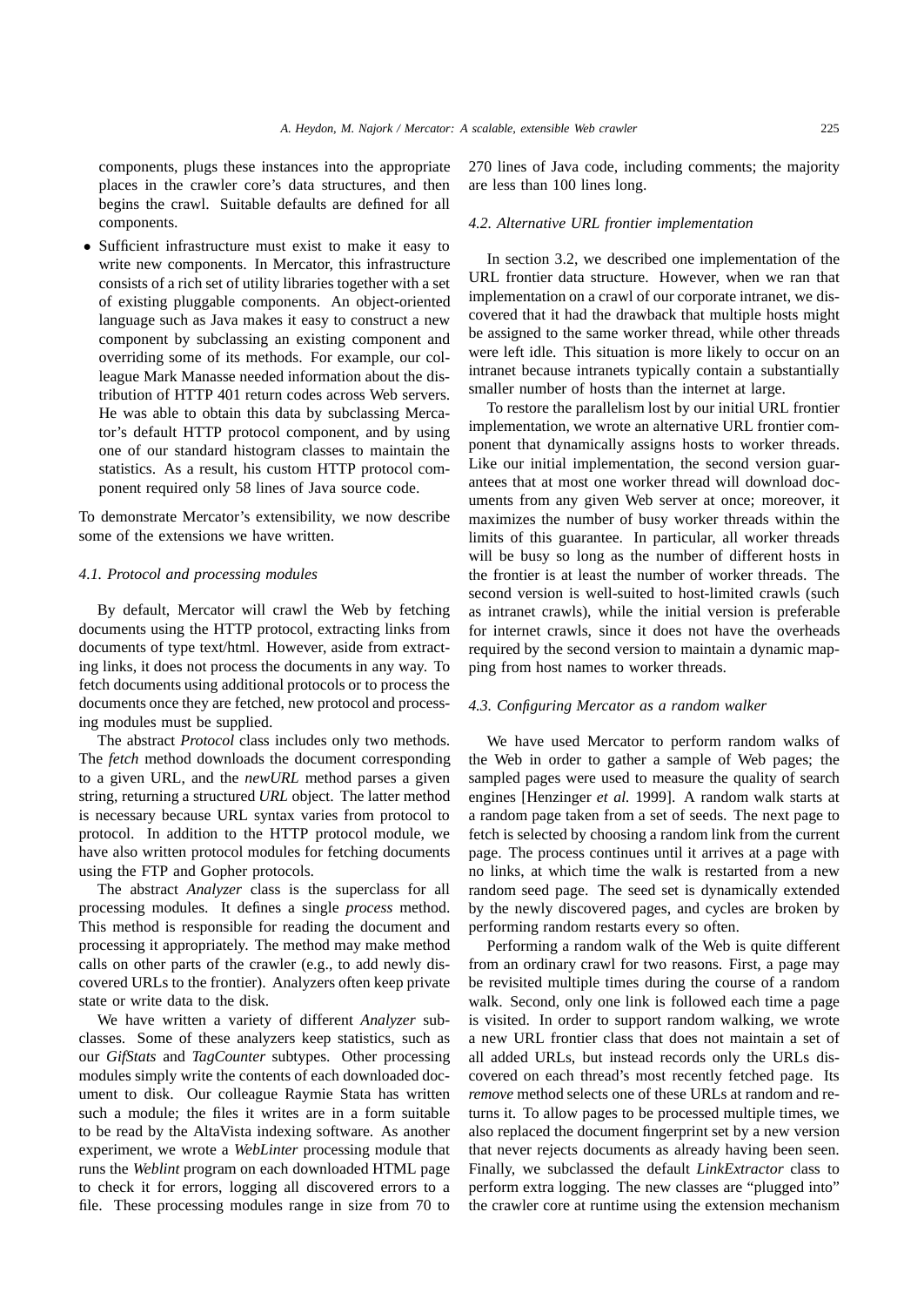components, plugs these instances into the appropriate places in the crawler core's data structures, and then begins the crawl. Suitable defaults are defined for all components.

- Sufficient infrastructure must exist to make it easy to write new components. In Mercator, this infrastructure consists of a rich set of utility libraries together with a set of existing pluggable components. An object-oriented language such as Java makes it easy to construct a new component by subclassing an existing component and overriding some of its methods. For example, our colleague Mark Manasse needed information about the distribution of HTTP 401 return codes across Web servers. He was able to obtain this data by subclassing Mercator's default HTTP protocol component, and by using one of our standard histogram classes to maintain the statistics. As a result, his custom HTTP protocol component required only 58 lines of Java source code.

To demonstrate Mercator's extensibility, we now describe some of the extensions we have written.

### *4.1. Protocol and processing modules*

By default, Mercator will crawl the Web by fetching documents using the HTTP protocol, extracting links from documents of type text/html. However, aside from extracting links, it does not process the documents in any way. To fetch documents using additional protocols or to process the documents once they are fetched, new protocol and processing modules must be supplied.

The abstract *Protocol* class includes only two methods. The *fetch* method downloads the document corresponding to a given URL, and the *newURL* method parses a given string, returning a structured *URL* object. The latter method is necessary because URL syntax varies from protocol to protocol. In addition to the HTTP protocol module, we have also written protocol modules for fetching documents using the FTP and Gopher protocols.

The abstract *Analyzer* class is the superclass for all processing modules. It defines a single *process* method. This method is responsible for reading the document and processing it appropriately. The method may make method calls on other parts of the crawler (e.g., to add newly discovered URLs to the frontier). Analyzers often keep private state or write data to the disk.

We have written a variety of different *Analyzer* subclasses. Some of these analyzers keep statistics, such as our *GifStats* and *TagCounter* subtypes. Other processing modules simply write the contents of each downloaded document to disk. Our colleague Raymie Stata has written such a module; the files it writes are in a form suitable to be read by the AltaVista indexing software. As another experiment, we wrote a *WebLinter* processing module that runs the *Weblint* program on each downloaded HTML page to check it for errors, logging all discovered errors to a file. These processing modules range in size from 70 to 270 lines of Java code, including comments; the majority are less than 100 lines long.

### *4.2. Alternative URL frontier implementation*

In section 3.2, we described one implementation of the URL frontier data structure. However, when we ran that implementation on a crawl of our corporate intranet, we discovered that it had the drawback that multiple hosts might be assigned to the same worker thread, while other threads were left idle. This situation is more likely to occur on an intranet because intranets typically contain a substantially smaller number of hosts than the internet at large.

To restore the parallelism lost by our initial URL frontier implementation, we wrote an alternative URL frontier component that dynamically assigns hosts to worker threads. Like our initial implementation, the second version guarantees that at most one worker thread will download documents from any given Web server at once; moreover, it maximizes the number of busy worker threads within the limits of this guarantee. In particular, all worker threads will be busy so long as the number of different hosts in the frontier is at least the number of worker threads. The second version is well-suited to host-limited crawls (such as intranet crawls), while the initial version is preferable for internet crawls, since it does not have the overheads required by the second version to maintain a dynamic mapping from host names to worker threads.

### *4.3. Configuring Mercator as a random walker*

We have used Mercator to perform random walks of the Web in order to gather a sample of Web pages; the sampled pages were used to measure the quality of search engines [Henzinger *et al.* 1999]. A random walk starts at a random page taken from a set of seeds. The next page to fetch is selected by choosing a random link from the current page. The process continues until it arrives at a page with no links, at which time the walk is restarted from a new random seed page. The seed set is dynamically extended by the newly discovered pages, and cycles are broken by performing random restarts every so often.

Performing a random walk of the Web is quite different from an ordinary crawl for two reasons. First, a page may be revisited multiple times during the course of a random walk. Second, only one link is followed each time a page is visited. In order to support random walking, we wrote a new URL frontier class that does not maintain a set of all added URLs, but instead records only the URLs discovered on each thread's most recently fetched page. Its *remove* method selects one of these URLs at random and returns it. To allow pages to be processed multiple times, we also replaced the document fingerprint set by a new version that never rejects documents as already having been seen. Finally, we subclassed the default *LinkExtractor* class to perform extra logging. The new classes are "plugged into" the crawler core at runtime using the extension mechanism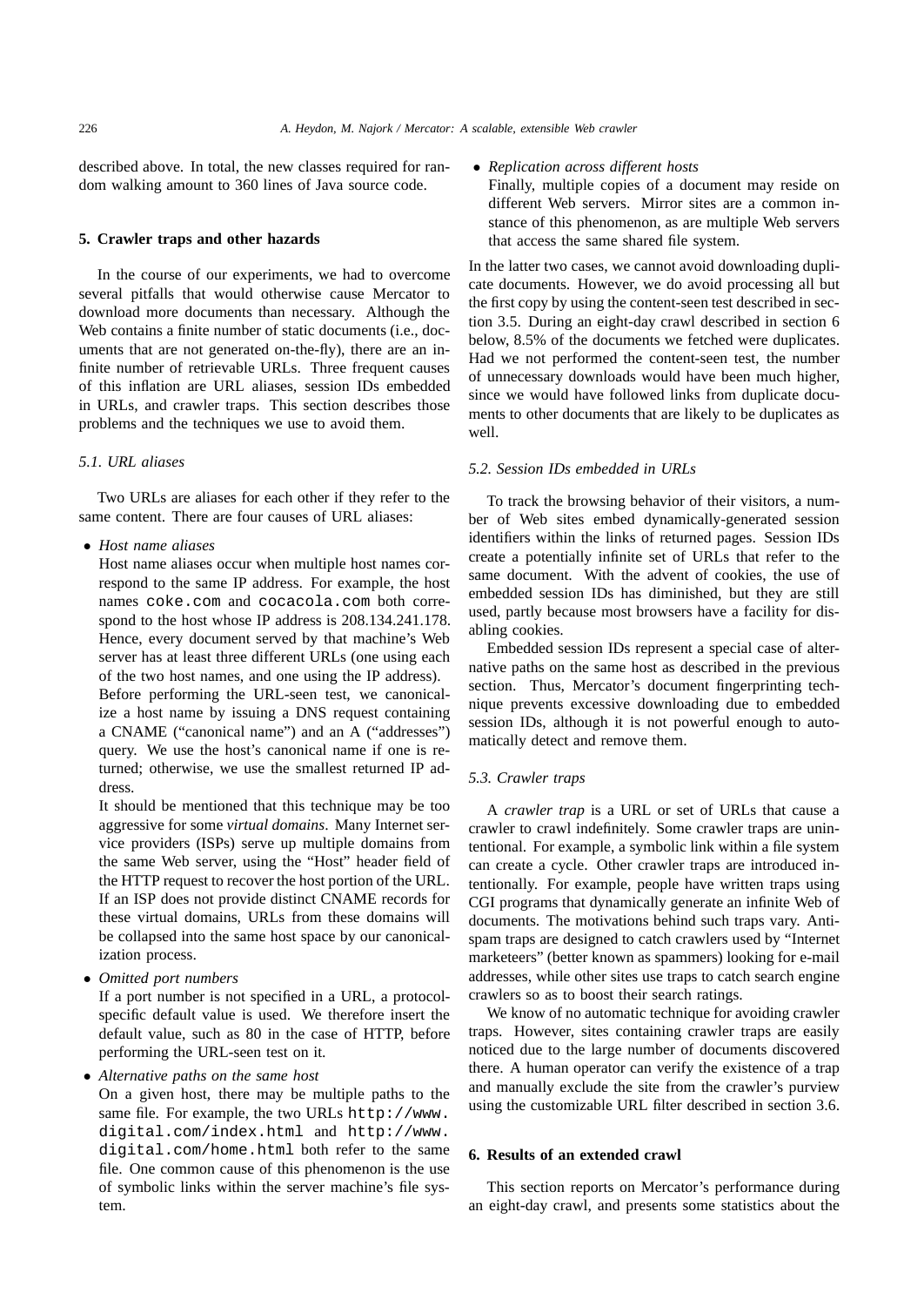described above. In total, the new classes required for random walking amount to 360 lines of Java source code.

## 5. Crawler traps and other hazards

In the course of our experiments, we had to overcome several pitfalls that would otherwise cause Mercator to download more documents than necessary. Although the Web contains a finite number of static documents (i.e., documents that are not generated on-the-fly), there are an infinite number of retrievable URLs. Three frequent causes of this inflation are URL aliases, session IDs embedded in URLs, and crawler traps. This section describes those problems and the techniques we use to avoid them.

### 5.1. URL aliases

Two URLs are aliases for each other if they refer to the same content. There are four causes of URL aliases:

- *Host name aliases*
  Host name aliases occur when multiple host names correspond to the same IP address. For example, the host names `coke.com` and `cocacola.com` both correspond to the host whose IP address is 208.134.241.178. Hence, every document served by that machine's Web server has at least three different URLs (one using each of the two host names, and one using the IP address).
  Before performing the URL-seen test, we canonicalize a host name by issuing a DNS request containing a CNAME ("canonical name") and an A ("addresses") query. We use the host's canonical name if one is returned; otherwise, we use the smallest returned IP address.
  It should be mentioned that this technique may be too aggressive for some *virtual domains*. Many Internet service providers (ISPs) serve up multiple domains from the same Web server, using the "Host" header field of the HTTP request to recover the host portion of the URL. If an ISP does not provide distinct CNAME records for these virtual domains, URLs from these domains will be collapsed into the same host space by our canonicalization process.
- *Omitted port numbers*
  If a port number is not specified in a URL, a protocol-specific default value is used. We therefore insert the default value, such as 80 in the case of HTTP, before performing the URL-seen test on it.
- *Alternative paths on the same host*
  On a given host, there may be multiple paths to the same file. For example, the two URLs `http://www.digital.com/index.html` and `http://www.digital.com/home.html` both refer to the same file. One common cause of this phenomenon is the use of symbolic links within the server machine's file system.
- *Replication across different hosts*
  Finally, multiple copies of a document may reside on different Web servers. Mirror sites are a common instance of this phenomenon, as are multiple Web servers that access the same shared file system.

In the latter two cases, we cannot avoid downloading duplicate documents. However, we do avoid processing all but the first copy by using the content-seen test described in section 3.5. During an eight-day crawl described in section 6 below, 8.5% of the documents we fetched were duplicates. Had we not performed the content-seen test, the number of unnecessary downloads would have been much higher, since we would have followed links from duplicate documents to other documents that are likely to be duplicates as well.

### 5.2. Session IDs embedded in URLs

To track the browsing behavior of their visitors, a number of Web sites embed dynamically-generated session identifiers within the links of returned pages. Session IDs create a potentially infinite set of URLs that refer to the same document. With the advent of cookies, the use of embedded session IDs has diminished, but they are still used, partly because most browsers have a facility for disabling cookies.

Embedded session IDs represent a special case of alternative paths on the same host as described in the previous section. Thus, Mercator's document fingerprinting technique prevents excessive downloading due to embedded session IDs, although it is not powerful enough to automatically detect and remove them.

### 5.3. Crawler traps

A *crawler trap* is a URL or set of URLs that cause a crawler to crawl indefinitely. Some crawler traps are unintentional. For example, a symbolic link within a file system can create a cycle. Other crawler traps are introduced intentionally. For example, people have written traps using CGI programs that dynamically generate an infinite Web of documents. The motivations behind such traps vary. Anti-spam traps are designed to catch crawlers used by "Internet marketeers" (better known as spammers) looking for e-mail addresses, while other sites use traps to catch search engine crawlers so as to boost their search ratings.

We know of no automatic technique for avoiding crawler traps. However, sites containing crawler traps are easily noticed due to the large number of documents discovered there. A human operator can verify the existence of a trap and manually exclude the site from the crawler's purview using the customizable URL filter described in section 3.6.

## 6. Results of an extended crawl

This section reports on Mercator's performance during an eight-day crawl, and presents some statistics about the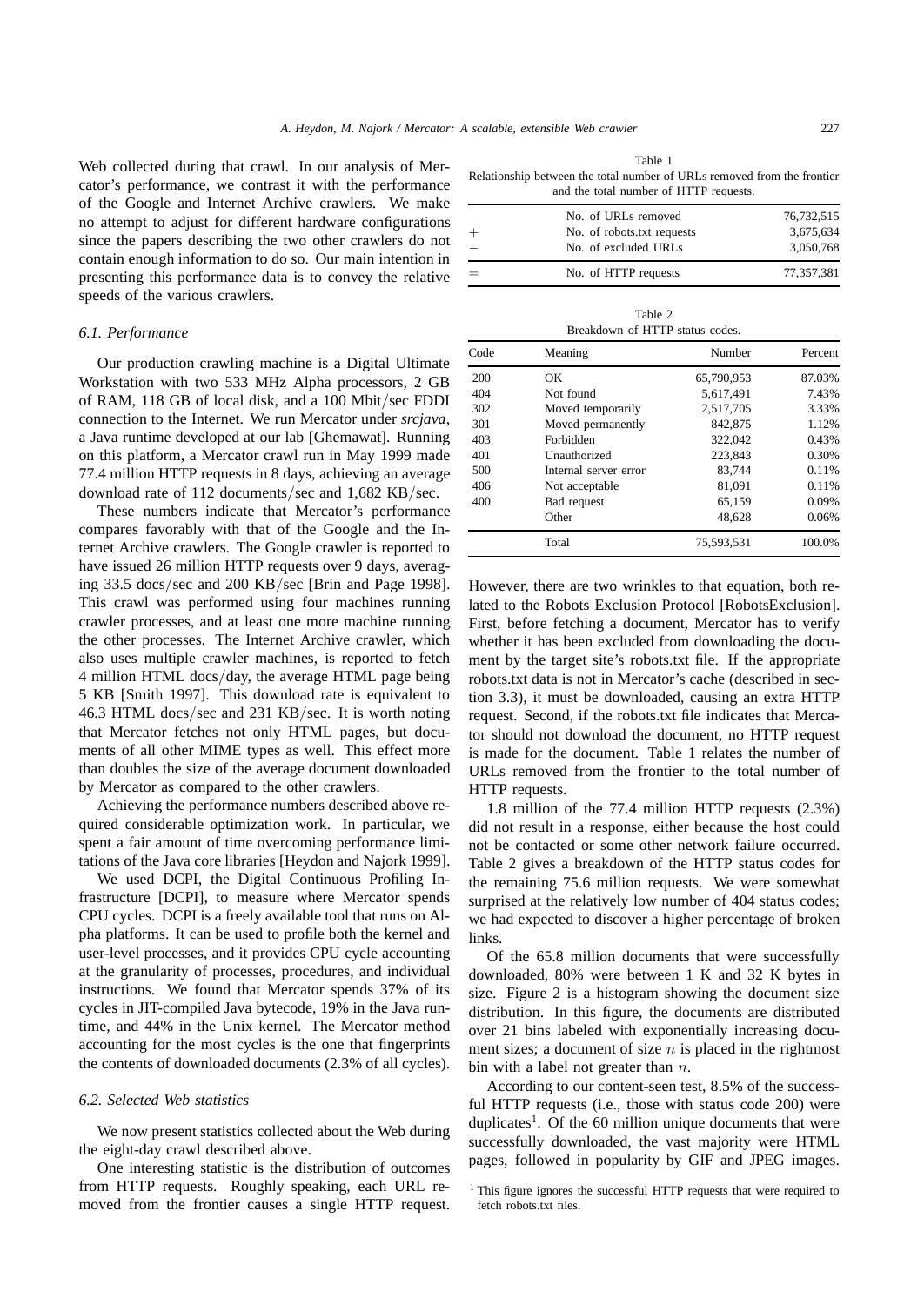Web collected during that crawl. In our analysis of Mercator's performance, we contrast it with the performance of the Google and Internet Archive crawlers. We make no attempt to adjust for different hardware configurations since the papers describing the two other crawlers do not contain enough information to do so. Our main intention in presenting this performance data is to convey the relative speeds of the various crawlers.

### 6.1. Performance

Our production crawling machine is a Digital Ultimate Workstation with two 533 MHz Alpha processors, 2 GB of RAM, 118 GB of local disk, and a 100 Mbit/sec FDDI connection to the Internet. We run Mercator under *srcjava*, a Java runtime developed at our lab [Ghemawat]. Running on this platform, a Mercator crawl run in May 1999 made 77.4 million HTTP requests in 8 days, achieving an average download rate of 112 documents/sec and 1,682 KB/sec.

These numbers indicate that Mercator's performance compares favorably with that of the Google and the Internet Archive crawlers. The Google crawler is reported to have issued 26 million HTTP requests over 9 days, averaging 33.5 docs/sec and 200 KB/sec [Brin and Page 1998]. This crawl was performed using four machines running crawler processes, and at least one more machine running the other processes. The Internet Archive crawler, which also uses multiple crawler machines, is reported to fetch 4 million HTML docs/day, the average HTML page being 5 KB [Smith 1997]. This download rate is equivalent to 46.3 HTML docs/sec and 231 KB/sec. It is worth noting that Mercator fetches not only HTML pages, but documents of all other MIME types as well. This effect more than doubles the size of the average document downloaded by Mercator as compared to the other crawlers.

Achieving the performance numbers described above required considerable optimization work. In particular, we spent a fair amount of time overcoming performance limitations of the Java core libraries [Heydon and Najork 1999].

We used DCPI, the Digital Continuous Profiling Infrastructure [DCPI], to measure where Mercator spends CPU cycles. DCPI is a freely available tool that runs on Alpha platforms. It can be used to profile both the kernel and user-level processes, and it provides CPU cycle accounting at the granularity of processes, procedures, and individual instructions. We found that Mercator spends 37% of its cycles in JIT-compiled Java bytecode, 19% in the Java runtime, and 44% in the Unix kernel. The Mercator method accounting for the most cycles is the one that fingerprints the contents of downloaded documents (2.3% of all cycles).

### 6.2. Selected Web statistics

We now present statistics collected about the Web during the eight-day crawl described above.

One interesting statistic is the distribution of outcomes from HTTP requests. Roughly speaking, each URL removed from the frontier causes a single HTTP request.

Table 1
Relationship between the total number of URLs removed from the frontier and the total number of HTTP requests.

| | | |
|---|---|---|
| | No. of URLs removed | 76,732,515 |
| + | No. of robots.txt requests | 3,675,634 |
| − | No. of excluded URLs | 3,050,768 |
| = | No. of HTTP requests | 77,357,381 |

Table 2
Breakdown of HTTP status codes.

| Code | Meaning | Number | Percent |
|---|---|---|---|
| 200 | OK | 65,790,953 | 87.03% |
| 404 | Not found | 5,617,491 | 7.43% |
| 302 | Moved temporarily | 2,517,705 | 3.33% |
| 301 | Moved permanently | 842,875 | 1.12% |
| 403 | Forbidden | 322,042 | 0.43% |
| 401 | Unauthorized | 223,843 | 0.30% |
| 500 | Internal server error | 83,744 | 0.11% |
| 406 | Not acceptable | 81,091 | 0.11% |
| 400 | Bad request | 65,159 | 0.09% |
| | Other | 48,628 | 0.06% |
| | Total | 75,593,531 | 100.0% |

However, there are two wrinkles to that equation, both related to the Robots Exclusion Protocol [RobotsExclusion]. First, before fetching a document, Mercator has to verify whether it has been excluded from downloading the document by the target site's robots.txt file. If the appropriate robots.txt data is not in Mercator's cache (described in section 3.3), it must be downloaded, causing an extra HTTP request. Second, if the robots.txt file indicates that Mercator should not download the document, no HTTP request is made for the document. Table 1 relates the number of URLs removed from the frontier to the total number of HTTP requests.

1.8 million of the 77.4 million HTTP requests (2.3%) did not result in a response, either because the host could not be contacted or some other network failure occurred. Table 2 gives a breakdown of the HTTP status codes for the remaining 75.6 million requests. We were somewhat surprised at the relatively low number of 404 status codes; we had expected to discover a higher percentage of broken links.

Of the 65.8 million documents that were successfully downloaded, 80% were between 1 K and 32 K bytes in size. Figure 2 is a histogram showing the document size distribution. In this figure, the documents are distributed over 21 bins labeled with exponentially increasing document sizes; a document of size $n$ is placed in the rightmost bin with a label not greater than $n$.

According to our content-seen test, 8.5% of the successful HTTP requests (i.e., those with status code 200) were duplicates[1]. Of the 60 million unique documents that were successfully downloaded, the vast majority were HTML pages, followed in popularity by GIF and JPEG images.

[1] This figure ignores the successful HTTP requests that were required to fetch robots.txt files.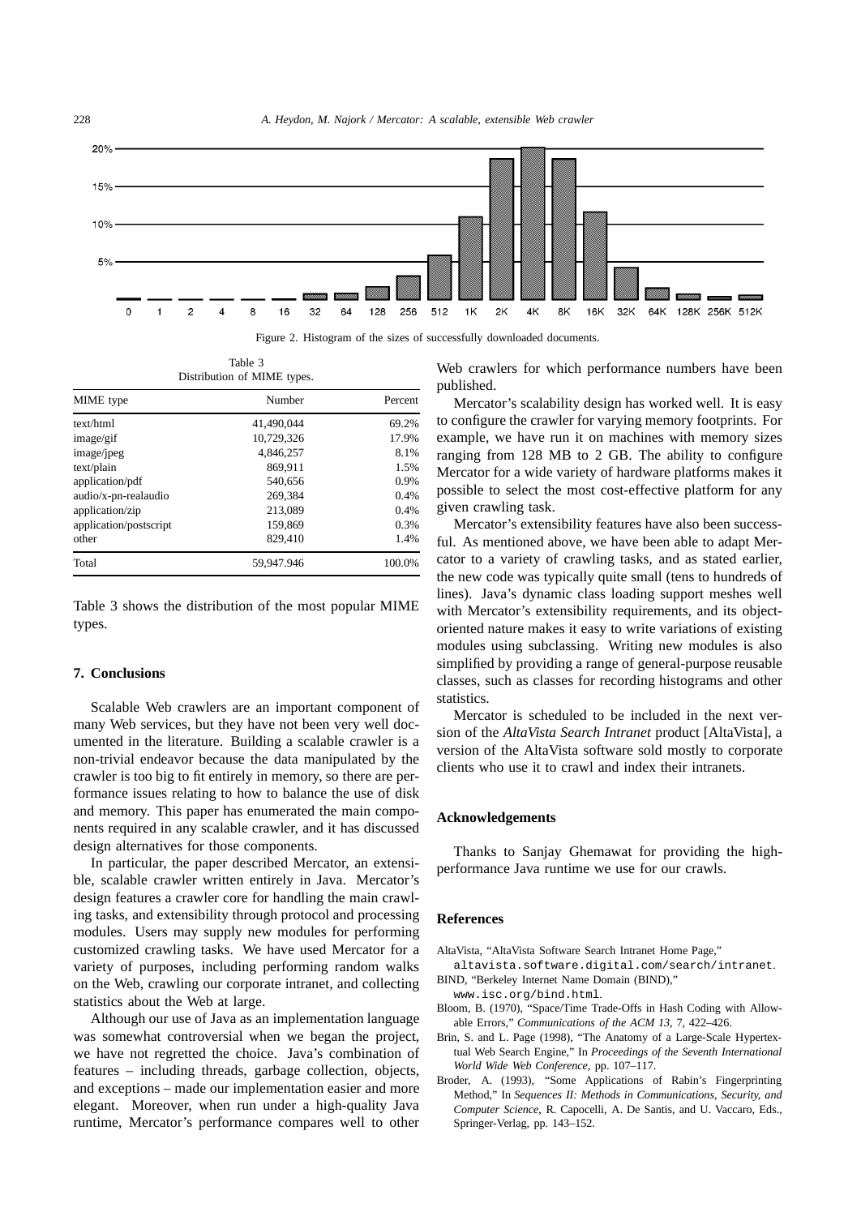20%

15%

10%

5%

0 1 2 4 8 16 32 64 128 256 512 1K 2K 4K 8K 16K 32K 64K 128K 256K 512K

Figure 2. Histogram of the sizes of successfully downloaded documents.

Table 3
Distribution of MIME types.

| MIME type | Number | Percent |
|---|---|---|
| text/html | 41,490,044 | 69.2% |
| image/gif | 10,729,326 | 17.9% |
| image/jpeg | 4,846,257 | 8.1% |
| text/plain | 869,911 | 1.5% |
| application/pdf | 540,656 | 0.9% |
| audio/x-pn-realaudio | 269,384 | 0.4% |
| application/zip | 213,089 | 0.4% |
| application/postscript | 159,869 | 0.3% |
| other | 829,410 | 1.4% |
| Total | 59,947,946 | 100.0% |

Table 3 shows the distribution of the most popular MIME types.

## 7. Conclusions

Scalable Web crawlers are an important component of many Web services, but they have not been very well documented in the literature. Building a scalable crawler is a non-trivial endeavor because the data manipulated by the crawler is too big to fit entirely in memory, so there are performance issues relating to how to balance the use of disk and memory. This paper has enumerated the main components required in any scalable crawler, and it has discussed design alternatives for those components.

In particular, the paper described Mercator, an extensible, scalable crawler written entirely in Java. Mercator's design features a crawler core for handling the main crawling tasks, and extensibility through protocol and processing modules. Users may supply new modules for performing customized crawling tasks. We have used Mercator for a variety of purposes, including performing random walks on the Web, crawling our corporate intranet, and collecting statistics about the Web at large.

Although our use of Java as an implementation language was somewhat controversial when we began the project, we have not regretted the choice. Java's combination of features – including threads, garbage collection, objects, and exceptions – made our implementation easier and more elegant. Moreover, when run under a high-quality Java runtime, Mercator's performance compares well to other Web crawlers for which performance numbers have been published.

Mercator's scalability design has worked well. It is easy to configure the crawler for varying memory footprints. For example, we have run it on machines with memory sizes ranging from 128 MB to 2 GB. The ability to configure Mercator for a wide variety of hardware platforms makes it possible to select the most cost-effective platform for any given crawling task.

Mercator's extensibility features have also been successful. As mentioned above, we have been able to adapt Mercator to a variety of crawling tasks, and as stated earlier, the new code was typically quite small (tens to hundreds of lines). Java's dynamic class loading support meshes well with Mercator's extensibility requirements, and its object-oriented nature makes it easy to write variations of existing modules using subclassing. Writing new modules is also simplified by providing a range of general-purpose reusable classes, such as classes for recording histograms and other statistics.

Mercator is scheduled to be included in the next version of the *AltaVista Search Intranet* product [AltaVista], a version of the AltaVista software sold mostly to corporate clients who use it to crawl and index their intranets.

## Acknowledgements

Thanks to Sanjay Ghemawat for providing the high-performance Java runtime we use for our crawls.

## References

AltaVista, "AltaVista Software Search Intranet Home Page," `altavista.software.digital.com/search/intranet`.

BIND, "Berkeley Internet Name Domain (BIND)," `www.isc.org/bind.html`.

Bloom, B. (1970), "Space/Time Trade-Offs in Hash Coding with Allowable Errors," *Communications of the ACM 13*, 7, 422–426.

Brin, S. and L. Page (1998), "The Anatomy of a Large-Scale Hypertextual Web Search Engine," In *Proceedings of the Seventh International World Wide Web Conference*, pp. 107–117.

Broder, A. (1993), "Some Applications of Rabin's Fingerprinting Method," In *Sequences II: Methods in Communications, Security, and Computer Science*, R. Capocelli, A. De Santis, and U. Vaccaro, Eds., Springer-Verlag, pp. 143–152.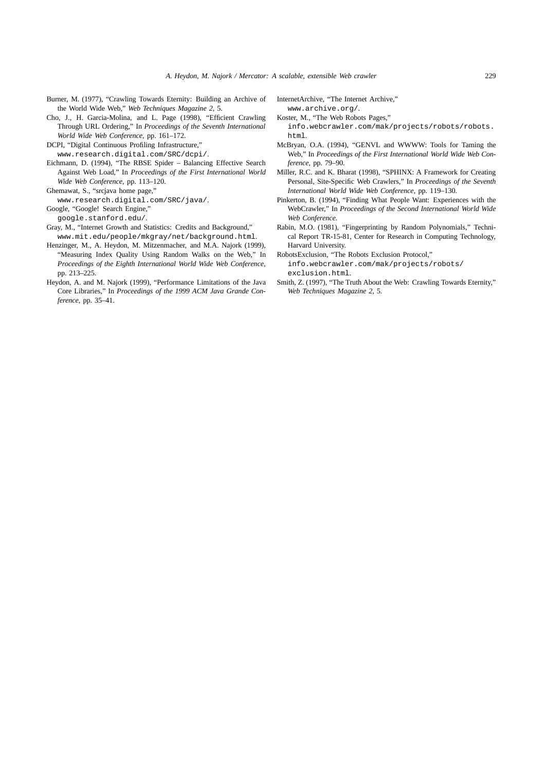Burner, M. (1977), "Crawling Towards Eternity: Building an Archive of the World Wide Web," *Web Techniques Magazine 2*, 5.

Cho, J., H. Garcia-Molina, and L. Page (1998), "Efficient Crawling Through URL Ordering," In *Proceedings of the Seventh International World Wide Web Conference*, pp. 161–172.

DCPI, "Digital Continuous Profiling Infrastructure," `www.research.digital.com/SRC/dcpi/`.

Eichmann, D. (1994), "The RBSE Spider – Balancing Effective Search Against Web Load," In *Proceedings of the First International World Wide Web Conference*, pp. 113–120.

Ghemawat, S., "srcjava home page," `www.research.digital.com/SRC/java/`.

Google, "Google! Search Engine," `google.stanford.edu/`.

Gray, M., "Internet Growth and Statistics: Credits and Background," `www.mit.edu/people/mkgray/net/background.html`.

Henzinger, M., A. Heydon, M. Mitzenmacher, and M.A. Najork (1999), "Measuring Index Quality Using Random Walks on the Web," In *Proceedings of the Eighth International World Wide Web Conference*, pp. 213–225.

Heydon, A. and M. Najork (1999), "Performance Limitations of the Java Core Libraries," In *Proceedings of the 1999 ACM Java Grande Conference*, pp. 35–41.

InternetArchive, "The Internet Archive," `www.archive.org/`.

Koster, M., "The Web Robots Pages," `info.webcrawler.com/mak/projects/robots/robots.html`.

McBryan, O.A. (1994), "GENVL and WWWW: Tools for Taming the Web," In *Proceedings of the First International World Wide Web Conference*, pp. 79–90.

Miller, R.C. and K. Bharat (1998), "SPHINX: A Framework for Creating Personal, Site-Specific Web Crawlers," In *Proceedings of the Seventh International World Wide Web Conference*, pp. 119–130.

Pinkerton, B. (1994), "Finding What People Want: Experiences with the WebCrawler," In *Proceedings of the Second International World Wide Web Conference*.

Rabin, M.O. (1981), "Fingerprinting by Random Polynomials," Technical Report TR-15-81, Center for Research in Computing Technology, Harvard University.

RobotsExclusion, "The Robots Exclusion Protocol," `info.webcrawler.com/mak/projects/robots/exclusion.html`.

Smith, Z. (1997), "The Truth About the Web: Crawling Towards Eternity," *Web Techniques Magazine 2*, 5.